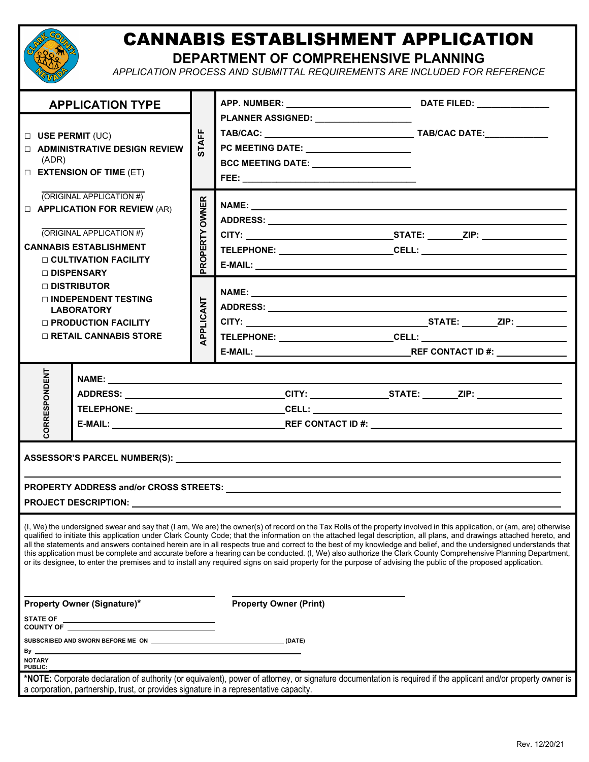# CANNABIS ESTABLISHMENT APPLICATION

## DEPARTMENT OF COMPREHENSIVE PLANNING

*APPLICATION PROCESS AND SUBMITTAL REQUIREMENTS ARE INCLUDED FOR REFERENCE*

### APPLICATION TYPE

- ☐ **USE PERMIT** (UC)
- ☐ **ADMINISTRATIVE DESIGN REVIEW** (ADR)
- ☐ **EXTENSION OF TIME** (ET)

  ______________ (ORIGINAL APPLICATION #)
- ☐ **APPLICATION FOR REVIEW** (AR)

  ______________ (ORIGINAL APPLICATION #)

**CANNABIS ESTABLISHMENT**

- ☐ **CULTIVATION FACILITY**
- ☐ **DISPENSARY**
- ☐ **DISTRIBUTOR**
- ☐ **INDEPENDENT TESTING LABORATORY**
- ☐ **PRODUCTION FACILITY**
- ☐ **RETAIL CANNABIS STORE**

### STAFF

**APP. NUMBER:** ______________ **DATE FILED:** ______________

**PLANNER ASSIGNED:** ______________

**TAB/CAC:** ______________ **TAB/CAC DATE:** ______________

**PC MEETING DATE:** ______________

**BCC MEETING DATE:** ______________

**FEE:** ______________

### PROPERTY OWNER

**NAME:** ______________

**ADDRESS:** ______________

**CITY:** ______________ **STATE:** ______ **ZIP:** ______

**TELEPHONE:** ______________ **CELL:** ______________

**E-MAIL:** ______________

### APPLICANT

**NAME:** ______________

**ADDRESS:** ______________

**CITY:** ______________ **STATE:** ______ **ZIP:** ______

**TELEPHONE:** ______________ **CELL:** ______________

**E-MAIL:** ______________ **REF CONTACT ID #:** ______________

### CORRESPONDENT

**NAME:** ______________

**ADDRESS:** ______________ **CITY:** ______________ **STATE:** ______ **ZIP:** ______

**TELEPHONE:** ______________ **CELL:** ______________

**E-MAIL:** ______________ **REF CONTACT ID #:** ______________

---

**ASSESSOR'S PARCEL NUMBER(S):** ______________

**PROPERTY ADDRESS and/or CROSS STREETS:** ______________

**PROJECT DESCRIPTION:** ______________

---

(I, We) the undersigned swear and say that (I am, We are) the owner(s) of record on the Tax Rolls of the property involved in this application, or (am, are) otherwise qualified to initiate this application under Clark County Code; that the information on the attached legal description, all plans, and drawings attached hereto, and all the statements and answers contained herein are in all respects true and correct to the best of my knowledge and belief, and the undersigned understands that this application must be complete and accurate before a hearing can be conducted. (I, We) also authorize the Clark County Comprehensive Planning Department, or its designee, to enter the premises and to install any required signs on said property for the purpose of advising the public of the proposed application.

______________ ______________

**Property Owner (Signature)*** **Property Owner (Print)**

**STATE OF** ______________

**COUNTY OF** ______________

**SUBSCRIBED AND SWORN BEFORE ME ON** ______________ **(DATE)**

**By** ______________

**NOTARY PUBLIC:** ______________

***NOTE:** Corporate declaration of authority (or equivalent), power of attorney, or signature documentation is required if the applicant and/or property owner is a corporation, partnership, trust, or provides signature in a representative capacity.

Rev. 12/20/21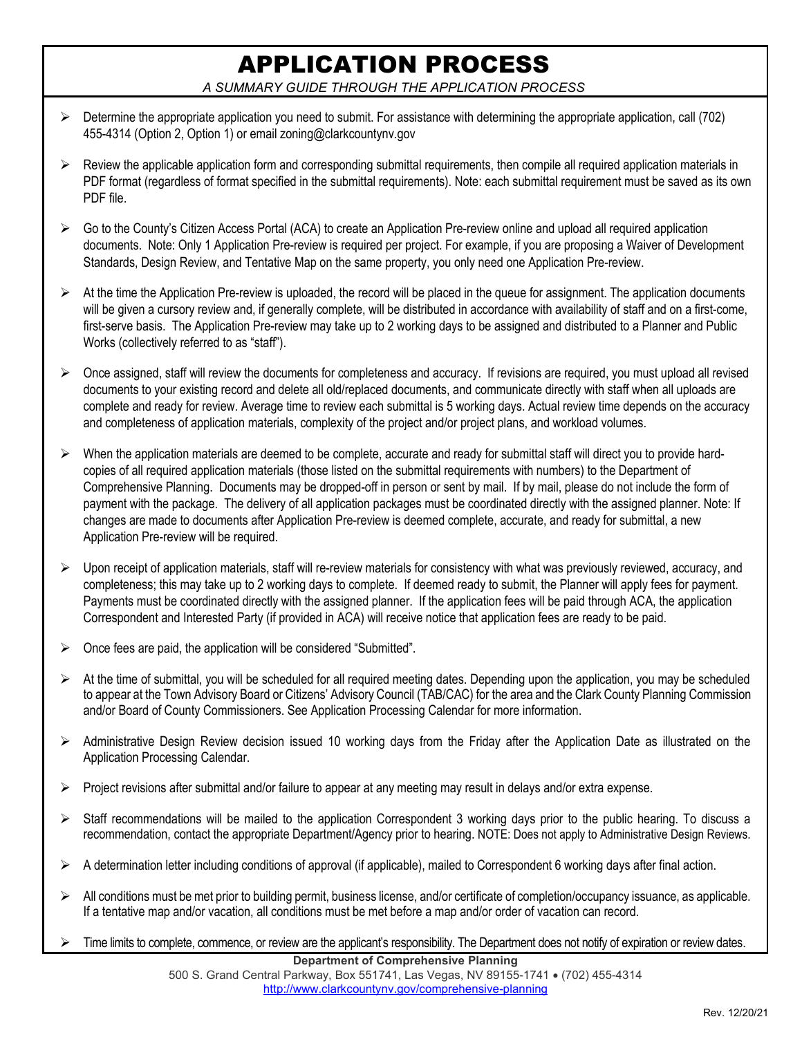# APPLICATION PROCESS

*A SUMMARY GUIDE THROUGH THE APPLICATION PROCESS*

- Determine the appropriate application you need to submit. For assistance with determining the appropriate application, call (702) 455-4314 (Option 2, Option 1) or email zoning@clarkcountynv.gov
- Review the applicable application form and corresponding submittal requirements, then compile all required application materials in PDF format (regardless of format specified in the submittal requirements). Note: each submittal requirement must be saved as its own PDF file.
- Go to the County's Citizen Access Portal (ACA) to create an Application Pre-review online and upload all required application documents. Note: Only 1 Application Pre-review is required per project. For example, if you are proposing a Waiver of Development Standards, Design Review, and Tentative Map on the same property, you only need one Application Pre-review.
- At the time the Application Pre-review is uploaded, the record will be placed in the queue for assignment. The application documents will be given a cursory review and, if generally complete, will be distributed in accordance with availability of staff and on a first-come, first-serve basis. The Application Pre-review may take up to 2 working days to be assigned and distributed to a Planner and Public Works (collectively referred to as "staff").
- Once assigned, staff will review the documents for completeness and accuracy. If revisions are required, you must upload all revised documents to your existing record and delete all old/replaced documents, and communicate directly with staff when all uploads are complete and ready for review. Average time to review each submittal is 5 working days. Actual review time depends on the accuracy and completeness of application materials, complexity of the project and/or project plans, and workload volumes.
- When the application materials are deemed to be complete, accurate and ready for submittal staff will direct you to provide hard-copies of all required application materials (those listed on the submittal requirements with numbers) to the Department of Comprehensive Planning. Documents may be dropped-off in person or sent by mail. If by mail, please do not include the form of payment with the package. The delivery of all application packages must be coordinated directly with the assigned planner. Note: If changes are made to documents after Application Pre-review is deemed complete, accurate, and ready for submittal, a new Application Pre-review will be required.
- Upon receipt of application materials, staff will re-review materials for consistency with what was previously reviewed, accuracy, and completeness; this may take up to 2 working days to complete. If deemed ready to submit, the Planner will apply fees for payment. Payments must be coordinated directly with the assigned planner. If the application fees will be paid through ACA, the application Correspondent and Interested Party (if provided in ACA) will receive notice that application fees are ready to be paid.
- Once fees are paid, the application will be considered "Submitted".
- At the time of submittal, you will be scheduled for all required meeting dates. Depending upon the application, you may be scheduled to appear at the Town Advisory Board or Citizens' Advisory Council (TAB/CAC) for the area and the Clark County Planning Commission and/or Board of County Commissioners. See Application Processing Calendar for more information.
- Administrative Design Review decision issued 10 working days from the Friday after the Application Date as illustrated on the Application Processing Calendar.
- Project revisions after submittal and/or failure to appear at any meeting may result in delays and/or extra expense.
- Staff recommendations will be mailed to the application Correspondent 3 working days prior to the public hearing. To discuss a recommendation, contact the appropriate Department/Agency prior to hearing. NOTE: Does not apply to Administrative Design Reviews.
- A determination letter including conditions of approval (if applicable), mailed to Correspondent 6 working days after final action.
- All conditions must be met prior to building permit, business license, and/or certificate of completion/occupancy issuance, as applicable. If a tentative map and/or vacation, all conditions must be met before a map and/or order of vacation can record.
- Time limits to complete, commence, or review are the applicant's responsibility. The Department does not notify of expiration or review dates.

**Department of Comprehensive Planning**
500 S. Grand Central Parkway, Box 551741, Las Vegas, NV 89155-1741 • (702) 455-4314
http://www.clarkcountynv.gov/comprehensive-planning

Rev. 12/20/21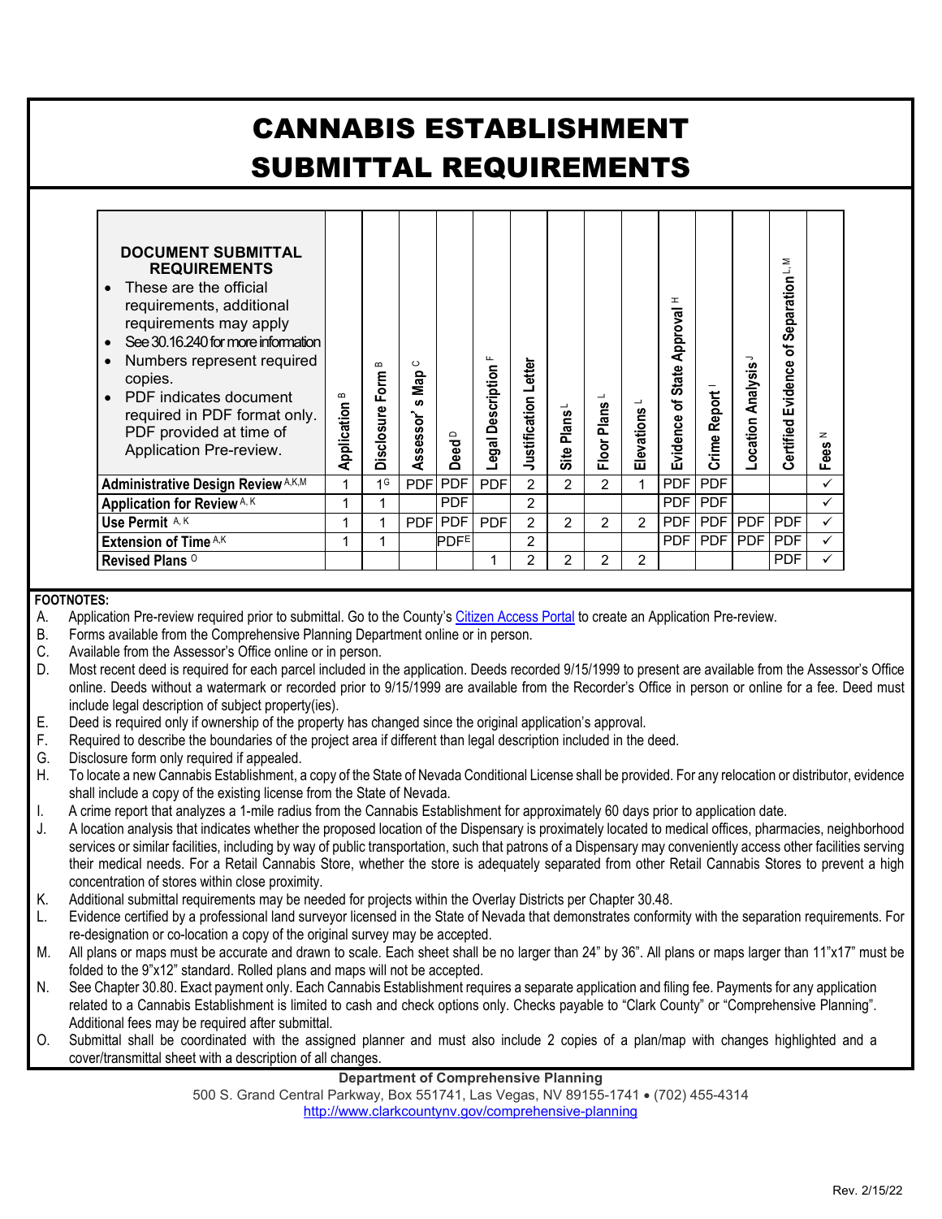# CANNABIS ESTABLISHMENT SUBMITTAL REQUIREMENTS

| **DOCUMENT SUBMITTAL REQUIREMENTS** <br> • These are the official requirements, additional requirements may apply <br> • See 30.16.240 for more information <br> • Numbers represent required copies. <br> • PDF indicates document required in PDF format only. PDF provided at time of Application Pre-review. | Application [B] | Disclosure Form [B] | Assessor's Map [C] | Deed [D] | Legal Description [F] | Justification Letter | Site Plans [L] | Floor Plans [L] | Elevations [L] | Evidence of State Approval [H] | Crime Report [I] | Location Analysis [J] | Certified Evidence of Separation [L, M] | Fees [N] |
|---|---|---|---|---|---|---|---|---|---|---|---|---|---|---|
| **Administrative Design Review** [A,K,M] | 1 | 1[G] | PDF | PDF | PDF | 2 | 2 | 2 | 1 | PDF | PDF | | | ✓ |
| **Application for Review** [A, K] | 1 | 1 | | PDF | | 2 | | | | PDF | PDF | | | ✓ |
| **Use Permit** [A, K] | 1 | 1 | PDF | PDF | PDF | 2 | 2 | 2 | 2 | PDF | PDF | PDF | PDF | ✓ |
| **Extension of Time** [A,K] | 1 | 1 | | PDF[E] | | 2 | | | | PDF | PDF | PDF | PDF | ✓ |
| **Revised Plans** [O] | | | | | 1 | 2 | 2 | 2 | 2 | | | | PDF | ✓ |

**FOOTNOTES:**

A. Application Pre-review required prior to submittal. Go to the County's Citizen Access Portal to create an Application Pre-review.
B. Forms available from the Comprehensive Planning Department online or in person.
C. Available from the Assessor's Office online or in person.
D. Most recent deed is required for each parcel included in the application. Deeds recorded 9/15/1999 to present are available from the Assessor's Office online. Deeds without a watermark or recorded prior to 9/15/1999 are available from the Recorder's Office in person or online for a fee. Deed must include legal description of subject property(ies).
E. Deed is required only if ownership of the property has changed since the original application's approval.
F. Required to describe the boundaries of the project area if different than legal description included in the deed.
G. Disclosure form only required if appealed.
H. To locate a new Cannabis Establishment, a copy of the State of Nevada Conditional License shall be provided. For any relocation or distributor, evidence shall include a copy of the existing license from the State of Nevada.
I. A crime report that analyzes a 1-mile radius from the Cannabis Establishment for approximately 60 days prior to application date.
J. A location analysis that indicates whether the proposed location of the Dispensary is proximately located to medical offices, pharmacies, neighborhood services or similar facilities, including by way of public transportation, such that patrons of a Dispensary may conveniently access other facilities serving their medical needs. For a Retail Cannabis Store, whether the store is adequately separated from other Retail Cannabis Stores to prevent a high concentration of stores within close proximity.
K. Additional submittal requirements may be needed for projects within the Overlay Districts per Chapter 30.48.
L. Evidence certified by a professional land surveyor licensed in the State of Nevada that demonstrates conformity with the separation requirements. For re-designation or co-location a copy of the original survey may be accepted.
M. All plans or maps must be accurate and drawn to scale. Each sheet shall be no larger than 24" by 36". All plans or maps larger than 11"x17" must be folded to the 9"x12" standard. Rolled plans and maps will not be accepted.
N. See Chapter 30.80. Exact payment only. Each Cannabis Establishment requires a separate application and filing fee. Payments for any application related to a Cannabis Establishment is limited to cash and check options only. Checks payable to "Clark County" or "Comprehensive Planning". Additional fees may be required after submittal.
O. Submittal shall be coordinated with the assigned planner and must also include 2 copies of a plan/map with changes highlighted and a cover/transmittal sheet with a description of all changes.

**Department of Comprehensive Planning**
500 S. Grand Central Parkway, Box 551741, Las Vegas, NV 89155-1741 • (702) 455-4314
http://www.clarkcountynv.gov/comprehensive-planning

Rev. 2/15/22